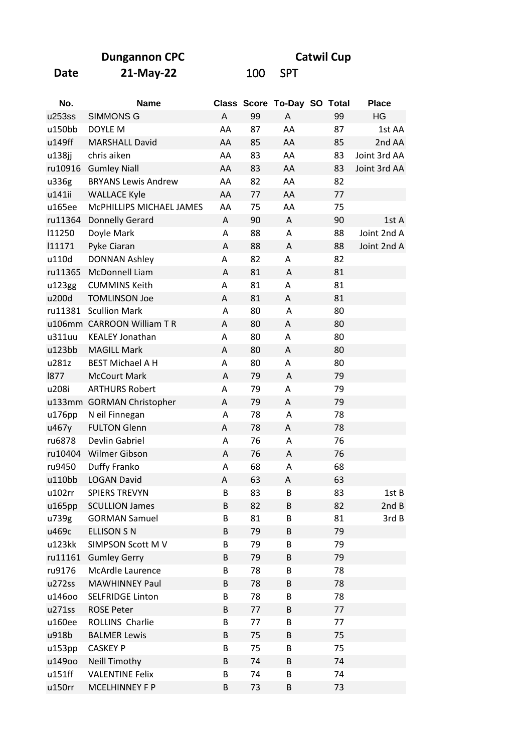**Dungannon CPC** **Catwil Cup**

**Date** **21-May-22** 100 SPT

| No. | Name | Class | Score | To-Day | SO | Total | Place |
|---|---|---|---|---|---|---|---|
| u253ss | SIMMONS G | A | 99 | A | | 99 | HG |
| u150bb | DOYLE M | AA | 87 | AA | | 87 | 1st AA |
| u149ff | MARSHALL David | AA | 85 | AA | | 85 | 2nd AA |
| u138jj | chris aiken | AA | 83 | AA | | 83 | Joint 3rd AA |
| ru10916 | Gumley Niall | AA | 83 | AA | | 83 | Joint 3rd AA |
| u336g | BRYANS Lewis Andrew | AA | 82 | AA | | 82 | |
| u141ii | WALLACE Kyle | AA | 77 | AA | | 77 | |
| u165ee | McPHILLIPS MICHAEL JAMES | AA | 75 | AA | | 75 | |
| ru11364 | Donnelly Gerard | A | 90 | A | | 90 | 1st A |
| l11250 | Doyle Mark | A | 88 | A | | 88 | Joint 2nd A |
| l11171 | Pyke Ciaran | A | 88 | A | | 88 | Joint 2nd A |
| u110d | DONNAN Ashley | A | 82 | A | | 82 | |
| ru11365 | McDonnell Liam | A | 81 | A | | 81 | |
| u123gg | CUMMINS Keith | A | 81 | A | | 81 | |
| u200d | TOMLINSON Joe | A | 81 | A | | 81 | |
| ru11381 | Scullion Mark | A | 80 | A | | 80 | |
| u106mm | CARROON William T R | A | 80 | A | | 80 | |
| u311uu | KEALEY Jonathan | A | 80 | A | | 80 | |
| u123bb | MAGILL Mark | A | 80 | A | | 80 | |
| u281z | BEST Michael A H | A | 80 | A | | 80 | |
| l877 | McCourt Mark | A | 79 | A | | 79 | |
| u208i | ARTHURS Robert | A | 79 | A | | 79 | |
| u133mm | GORMAN Christopher | A | 79 | A | | 79 | |
| u176pp | N eil Finnegan | A | 78 | A | | 78 | |
| u467y | FULTON Glenn | A | 78 | A | | 78 | |
| ru6878 | Devlin Gabriel | A | 76 | A | | 76 | |
| ru10404 | Wilmer Gibson | A | 76 | A | | 76 | |
| ru9450 | Duffy Franko | A | 68 | A | | 68 | |
| u110bb | LOGAN David | A | 63 | A | | 63 | |
| u102rr | SPIERS TREVYN | B | 83 | B | | 83 | 1st B |
| u165pp | SCULLION James | B | 82 | B | | 82 | 2nd B |
| u739g | GORMAN Samuel | B | 81 | B | | 81 | 3rd B |
| u469c | ELLISON S N | B | 79 | B | | 79 | |
| u123kk | SIMPSON Scott M V | B | 79 | B | | 79 | |
| ru11161 | Gumley Gerry | B | 79 | B | | 79 | |
| ru9176 | McArdle Laurence | B | 78 | B | | 78 | |
| u272ss | MAWHINNEY Paul | B | 78 | B | | 78 | |
| u146oo | SELFRIDGE Linton | B | 78 | B | | 78 | |
| u271ss | ROSE Peter | B | 77 | B | | 77 | |
| u160ee | ROLLINS Charlie | B | 77 | B | | 77 | |
| u918b | BALMER Lewis | B | 75 | B | | 75 | |
| u153pp | CASKEY P | B | 75 | B | | 75 | |
| u149oo | Neill Timothy | B | 74 | B | | 74 | |
| u151ff | VALENTINE Felix | B | 74 | B | | 74 | |
| u150rr | MCELHINNEY F P | B | 73 | B | | 73 | |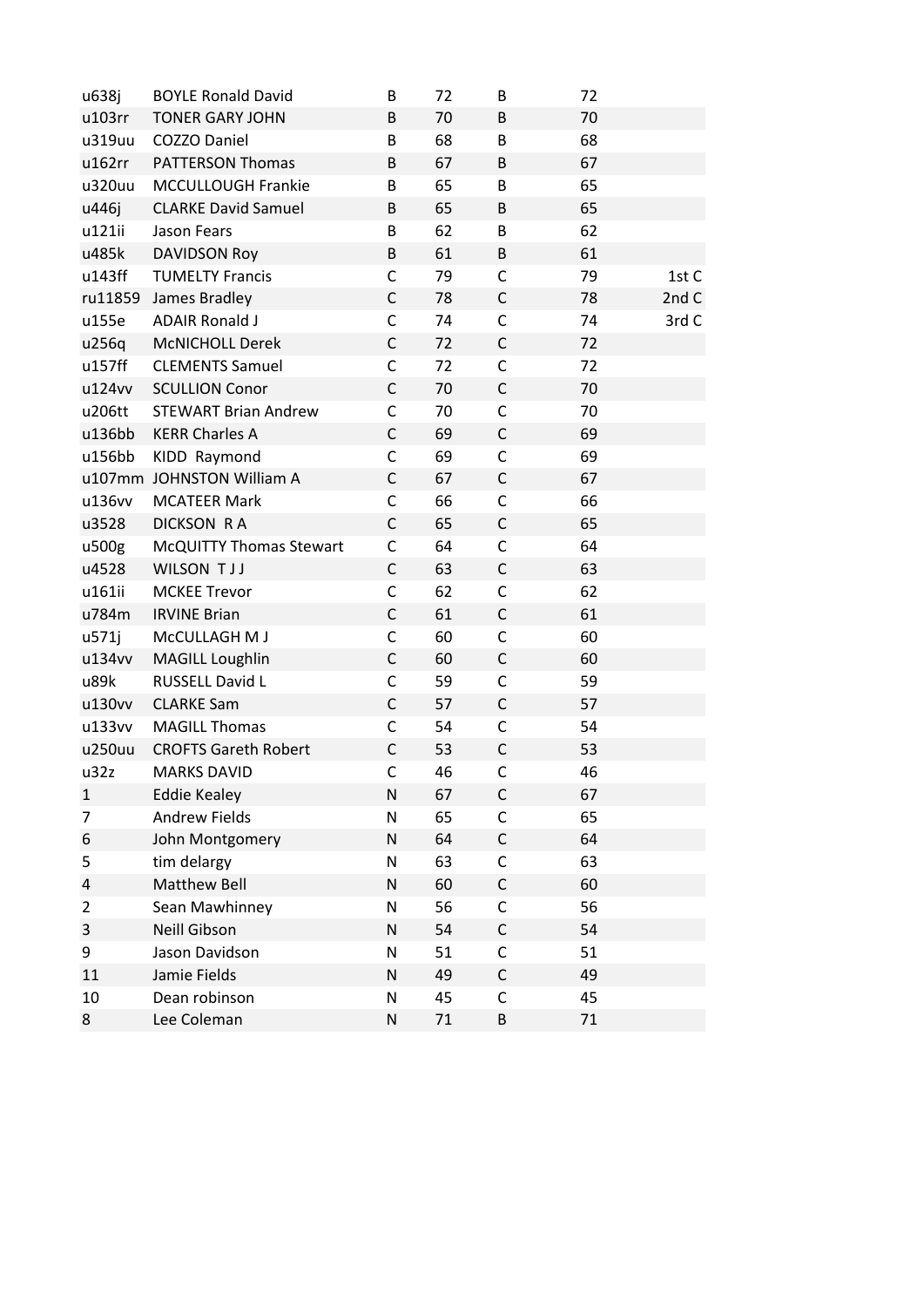| | | | | | | |
|---|---|---|---|---|---|---|
| u638j | BOYLE Ronald David | B | 72 | B | 72 | |
| u103rr | TONER GARY JOHN | B | 70 | B | 70 | |
| u319uu | COZZO Daniel | B | 68 | B | 68 | |
| u162rr | PATTERSON Thomas | B | 67 | B | 67 | |
| u320uu | MCCULLOUGH Frankie | B | 65 | B | 65 | |
| u446j | CLARKE David Samuel | B | 65 | B | 65 | |
| u121ii | Jason Fears | B | 62 | B | 62 | |
| u485k | DAVIDSON Roy | B | 61 | B | 61 | |
| u143ff | TUMELTY Francis | C | 79 | C | 79 | 1st C |
| ru11859 | James Bradley | C | 78 | C | 78 | 2nd C |
| u155e | ADAIR Ronald J | C | 74 | C | 74 | 3rd C |
| u256q | McNICHOLL Derek | C | 72 | C | 72 | |
| u157ff | CLEMENTS Samuel | C | 72 | C | 72 | |
| u124vv | SCULLION Conor | C | 70 | C | 70 | |
| u206tt | STEWART Brian Andrew | C | 70 | C | 70 | |
| u136bb | KERR Charles A | C | 69 | C | 69 | |
| u156bb | KIDD Raymond | C | 69 | C | 69 | |
| u107mm | JOHNSTON William A | C | 67 | C | 67 | |
| u136vv | MCATEER Mark | C | 66 | C | 66 | |
| u3528 | DICKSON R A | C | 65 | C | 65 | |
| u500g | McQUITTY Thomas Stewart | C | 64 | C | 64 | |
| u4528 | WILSON T J J | C | 63 | C | 63 | |
| u161ii | MCKEE Trevor | C | 62 | C | 62 | |
| u784m | IRVINE Brian | C | 61 | C | 61 | |
| u571j | McCULLAGH M J | C | 60 | C | 60 | |
| u134vv | MAGILL Loughlin | C | 60 | C | 60 | |
| u89k | RUSSELL David L | C | 59 | C | 59 | |
| u130vv | CLARKE Sam | C | 57 | C | 57 | |
| u133vv | MAGILL Thomas | C | 54 | C | 54 | |
| u250uu | CROFTS Gareth Robert | C | 53 | C | 53 | |
| u32z | MARKS DAVID | C | 46 | C | 46 | |
| 1 | Eddie Kealey | N | 67 | C | 67 | |
| 7 | Andrew Fields | N | 65 | C | 65 | |
| 6 | John Montgomery | N | 64 | C | 64 | |
| 5 | tim delargy | N | 63 | C | 63 | |
| 4 | Matthew Bell | N | 60 | C | 60 | |
| 2 | Sean Mawhinney | N | 56 | C | 56 | |
| 3 | Neill Gibson | N | 54 | C | 54 | |
| 9 | Jason Davidson | N | 51 | C | 51 | |
| 11 | Jamie Fields | N | 49 | C | 49 | |
| 10 | Dean robinson | N | 45 | C | 45 | |
| 8 | Lee Coleman | N | 71 | B | 71 | |